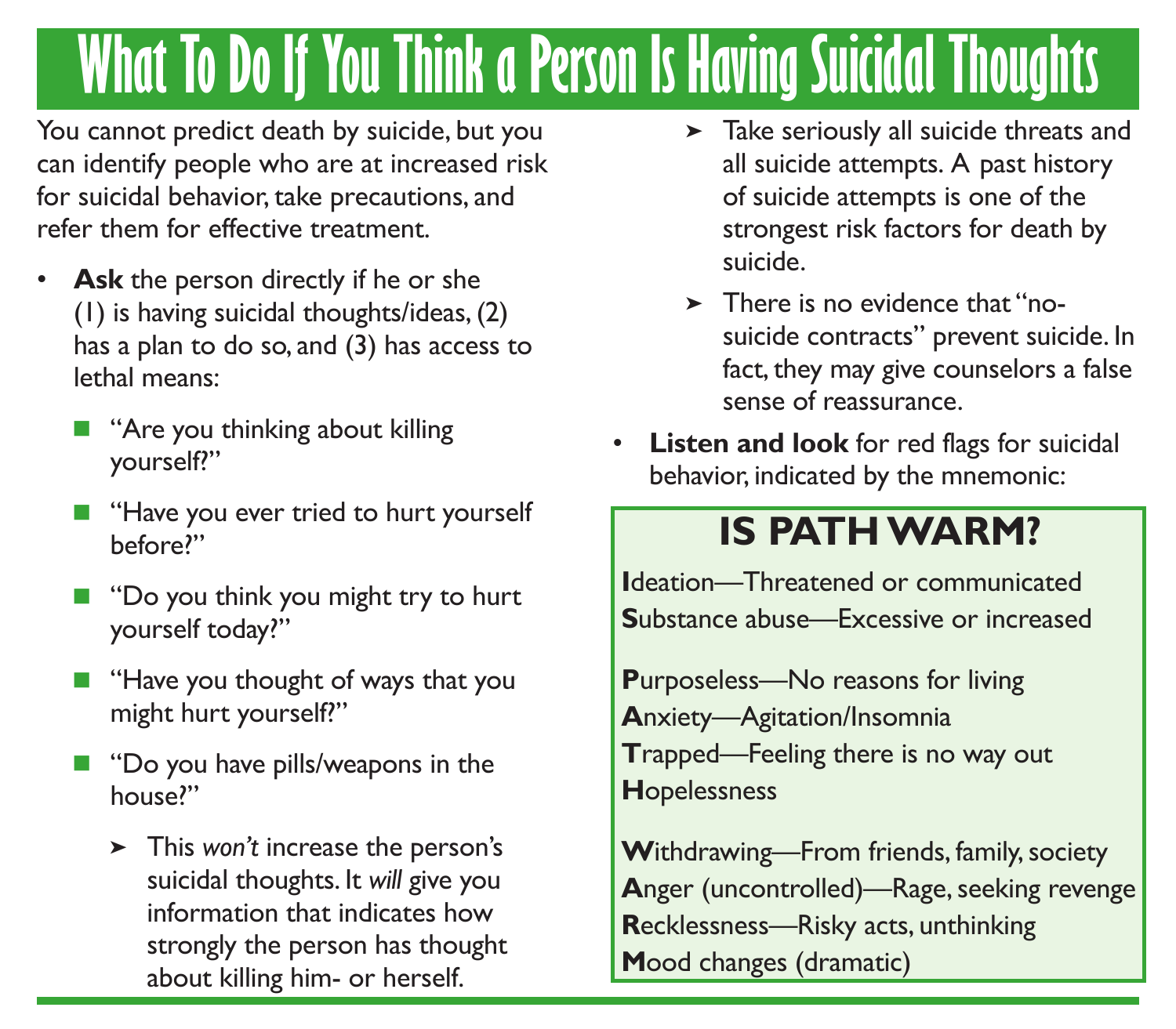# What To Do If You Think a Person Is Having Suicidal Thoughts

You cannot predict death by suicide, but you can identify people who are at increased risk for suicidal behavior, take precautions, and refer them for effective treatment.

- **Ask** the person directly if he or she (1) is having suicidal thoughts/ideas, (2) has a plan to do so, and (3) has access to lethal means:
  - "Are you thinking about killing yourself?"
  - "Have you ever tried to hurt yourself before?"
  - "Do you think you might try to hurt yourself today?"
  - "Have you thought of ways that you might hurt yourself?"
  - "Do you have pills/weapons in the house?"
    - This *won't* increase the person's suicidal thoughts. It *will* give you information that indicates how strongly the person has thought about killing him- or herself.
    - Take seriously all suicide threats and all suicide attempts. A past history of suicide attempts is one of the strongest risk factors for death by suicide.
    - There is no evidence that "no-suicide contracts" prevent suicide. In fact, they may give counselors a false sense of reassurance.
- **Listen and look** for red flags for suicidal behavior, indicated by the mnemonic:

## IS PATH WARM?

**I**deation—Threatened or communicated
**S**ubstance abuse—Excessive or increased

**P**urposeless—No reasons for living
**A**nxiety—Agitation/Insomnia
**T**rapped—Feeling there is no way out
**H**opelessness

**W**ithdrawing—From friends, family, society
**A**nger (uncontrolled)—Rage, seeking revenge
**R**ecklessness—Risky acts, unthinking
**M**ood changes (dramatic)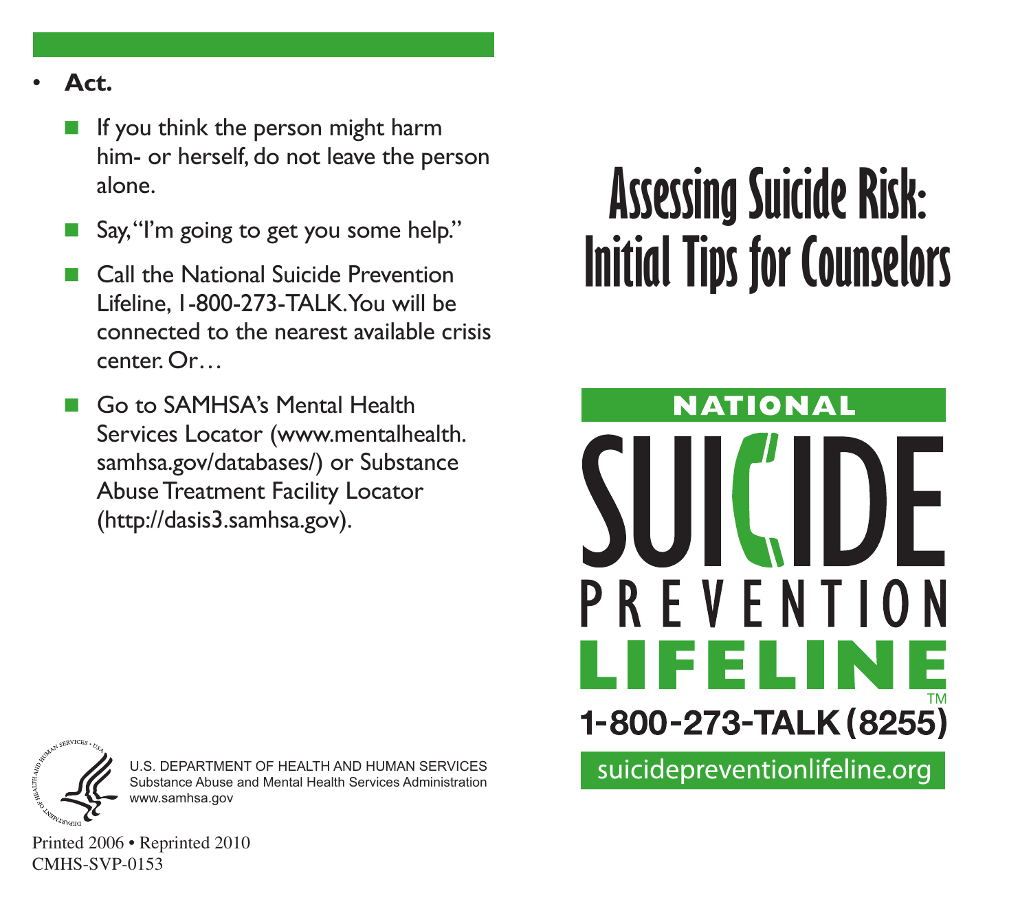- **Act.**
  - If you think the person might harm him- or herself, do not leave the person alone.
  - Say, "I'm going to get you some help."
  - Call the National Suicide Prevention Lifeline, 1-800-273-TALK. You will be connected to the nearest available crisis center. Or…
  - Go to SAMHSA's Mental Health Services Locator (www.mentalhealth.samhsa.gov/databases/) or Substance Abuse Treatment Facility Locator (http://dasis3.samhsa.gov).

# Assessing Suicide Risk: Initial Tips for Counselors

NATIONAL SUICIDE PREVENTION LIFELINE™

1-800-273-TALK (8255)

suicidepreventionlifeline.org

U.S. DEPARTMENT OF HEALTH AND HUMAN SERVICES
Substance Abuse and Mental Health Services Administration
www.samhsa.gov

Printed 2006 • Reprinted 2010
CMHS-SVP-0153